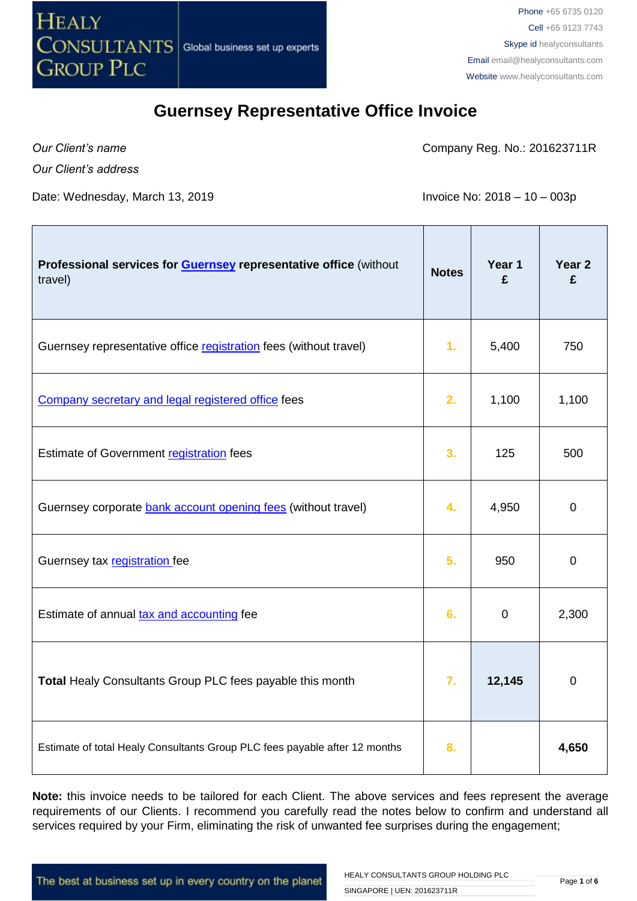**HEALY CONSULTANTS GROUP PLC** | Global business set up experts

Phone +65 6735 0120
Cell +65 9123 7743
Skype id healyconsultants
Email email@healyconsultants.com
Website www.healyconsultants.com

# Guernsey Representative Office Invoice

*Our Client's name*
*Our Client's address*

Company Reg. No.: 201623711R

Date: Wednesday, March 13, 2019

Invoice No: 2018 – 10 – 003p

| **Professional services for Guernsey representative office** (without travel) | **Notes** | **Year 1 £** | **Year 2 £** |
|---|---|---|---|
| Guernsey representative office registration fees (without travel) | 1. | 5,400 | 750 |
| Company secretary and legal registered office fees | 2. | 1,100 | 1,100 |
| Estimate of Government registration fees | 3. | 125 | 500 |
| Guernsey corporate bank account opening fees (without travel) | 4. | 4,950 | 0 |
| Guernsey tax registration fee | 5. | 950 | 0 |
| Estimate of annual tax and accounting fee | 6. | 0 | 2,300 |
| **Total** Healy Consultants Group PLC fees payable this month | 7. | **12,145** | 0 |
| Estimate of total Healy Consultants Group PLC fees payable after 12 months | 8. | | **4,650** |

**Note:** this invoice needs to be tailored for each Client. The above services and fees represent the average requirements of our Clients. I recommend you carefully read the notes below to confirm and understand all services required by your Firm, eliminating the risk of unwanted fee surprises during the engagement;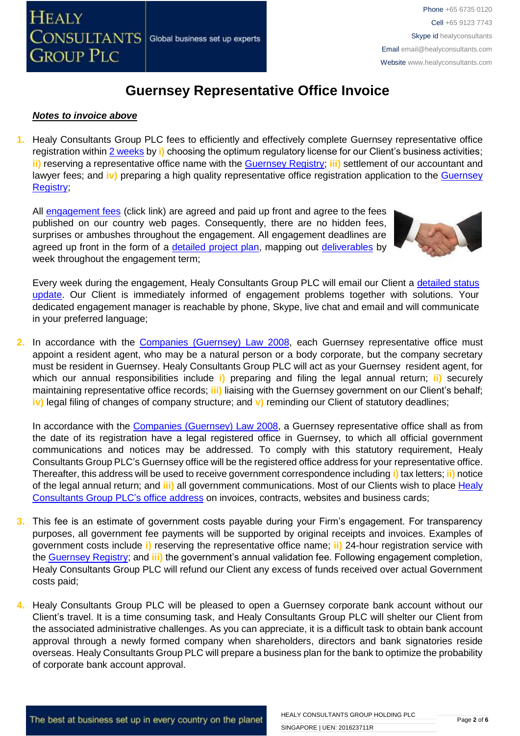# Guernsey Representative Office Invoice

***Notes to invoice above***

1. Healy Consultants Group PLC fees to efficiently and effectively complete Guernsey representative office registration within 2 weeks by **i)** choosing the optimum regulatory license for our Client's business activities; **ii)** reserving a representative office name with the Guernsey Registry; **iii)** settlement of our accountant and lawyer fees; and **iv)** preparing a high quality representative office registration application to the Guernsey Registry;

   All engagement fees (click link) are agreed and paid up front and agree to the fees published on our country web pages. Consequently, there are no hidden fees, surprises or ambushes throughout the engagement. All engagement deadlines are agreed up front in the form of a detailed project plan, mapping out deliverables by week throughout the engagement term;

   Every week during the engagement, Healy Consultants Group PLC will email our Client a detailed status update. Our Client is immediately informed of engagement problems together with solutions. Your dedicated engagement manager is reachable by phone, Skype, live chat and email and will communicate in your preferred language;

2. In accordance with the Companies (Guernsey) Law 2008, each Guernsey representative office must appoint a resident agent, who may be a natural person or a body corporate, but the company secretary must be resident in Guernsey. Healy Consultants Group PLC will act as your Guernsey resident agent, for which our annual responsibilities include **i)** preparing and filing the legal annual return; **ii)** securely maintaining representative office records; **iii)** liaising with the Guernsey government on our Client's behalf; **iv)** legal filing of changes of company structure; and **v)** reminding our Client of statutory deadlines;

   In accordance with the Companies (Guernsey) Law 2008, a Guernsey representative office shall as from the date of its registration have a legal registered office in Guernsey, to which all official government communications and notices may be addressed. To comply with this statutory requirement, Healy Consultants Group PLC's Guernsey office will be the registered office address for your representative office. Thereafter, this address will be used to receive government correspondence including **i)** tax letters; **ii)** notice of the legal annual return; and **iii)** all government communications. Most of our Clients wish to place Healy Consultants Group PLC's office address on invoices, contracts, websites and business cards;

3. This fee is an estimate of government costs payable during your Firm's engagement. For transparency purposes, all government fee payments will be supported by original receipts and invoices. Examples of government costs include **i)** reserving the representative office name; **ii)** 24-hour registration service with the Guernsey Registry; and **iii)** the government's annual validation fee. Following engagement completion, Healy Consultants Group PLC will refund our Client any excess of funds received over actual Government costs paid;

4. Healy Consultants Group PLC will be pleased to open a Guernsey corporate bank account without our Client's travel. It is a time consuming task, and Healy Consultants Group PLC will shelter our Client from the associated administrative challenges. As you can appreciate, it is a difficult task to obtain bank account approval through a newly formed company when shareholders, directors and bank signatories reside overseas. Healy Consultants Group PLC will prepare a business plan for the bank to optimize the probability of corporate bank account approval.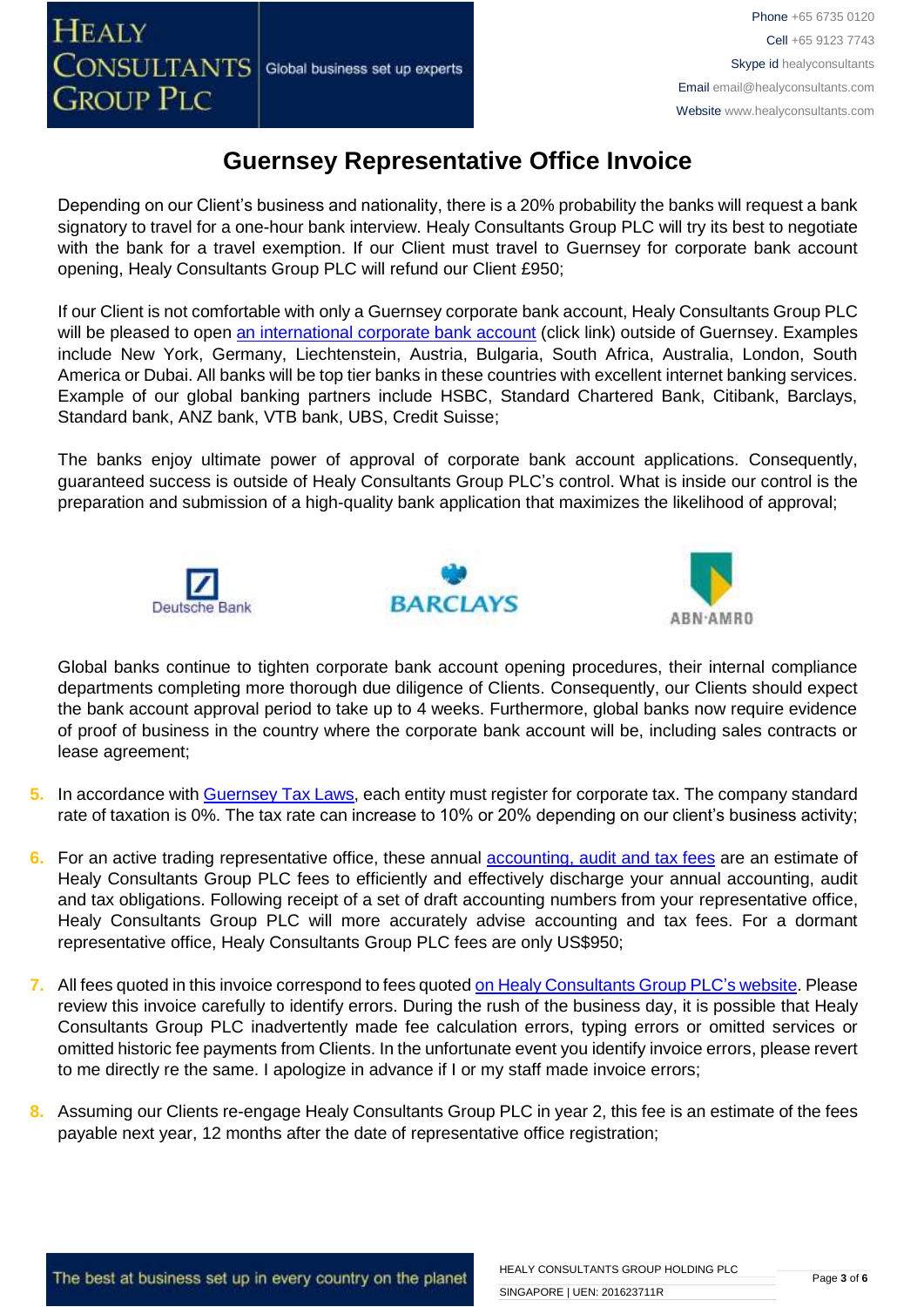# Guernsey Representative Office Invoice

Depending on our Client's business and nationality, there is a 20% probability the banks will request a bank signatory to travel for a one-hour bank interview. Healy Consultants Group PLC will try its best to negotiate with the bank for a travel exemption. If our Client must travel to Guernsey for corporate bank account opening, Healy Consultants Group PLC will refund our Client £950;

If our Client is not comfortable with only a Guernsey corporate bank account, Healy Consultants Group PLC will be pleased to open an international corporate bank account (click link) outside of Guernsey. Examples include New York, Germany, Liechtenstein, Austria, Bulgaria, South Africa, Australia, London, South America or Dubai. All banks will be top tier banks in these countries with excellent internet banking services. Example of our global banking partners include HSBC, Standard Chartered Bank, Citibank, Barclays, Standard bank, ANZ bank, VTB bank, UBS, Credit Suisse;

The banks enjoy ultimate power of approval of corporate bank account applications. Consequently, guaranteed success is outside of Healy Consultants Group PLC's control. What is inside our control is the preparation and submission of a high-quality bank application that maximizes the likelihood of approval;

Deutsche Bank    BARCLAYS    ABN·AMRO

Global banks continue to tighten corporate bank account opening procedures, their internal compliance departments completing more thorough due diligence of Clients. Consequently, our Clients should expect the bank account approval period to take up to 4 weeks. Furthermore, global banks now require evidence of proof of business in the country where the corporate bank account will be, including sales contracts or lease agreement;

5. In accordance with Guernsey Tax Laws, each entity must register for corporate tax. The company standard rate of taxation is 0%. The tax rate can increase to 10% or 20% depending on our client's business activity;

6. For an active trading representative office, these annual accounting, audit and tax fees are an estimate of Healy Consultants Group PLC fees to efficiently and effectively discharge your annual accounting, audit and tax obligations. Following receipt of a set of draft accounting numbers from your representative office, Healy Consultants Group PLC will more accurately advise accounting and tax fees. For a dormant representative office, Healy Consultants Group PLC fees are only US$950;

7. All fees quoted in this invoice correspond to fees quoted on Healy Consultants Group PLC's website. Please review this invoice carefully to identify errors. During the rush of the business day, it is possible that Healy Consultants Group PLC inadvertently made fee calculation errors, typing errors or omitted services or omitted historic fee payments from Clients. In the unfortunate event you identify invoice errors, please revert to me directly re the same. I apologize in advance if I or my staff made invoice errors;

8. Assuming our Clients re-engage Healy Consultants Group PLC in year 2, this fee is an estimate of the fees payable next year, 12 months after the date of representative office registration;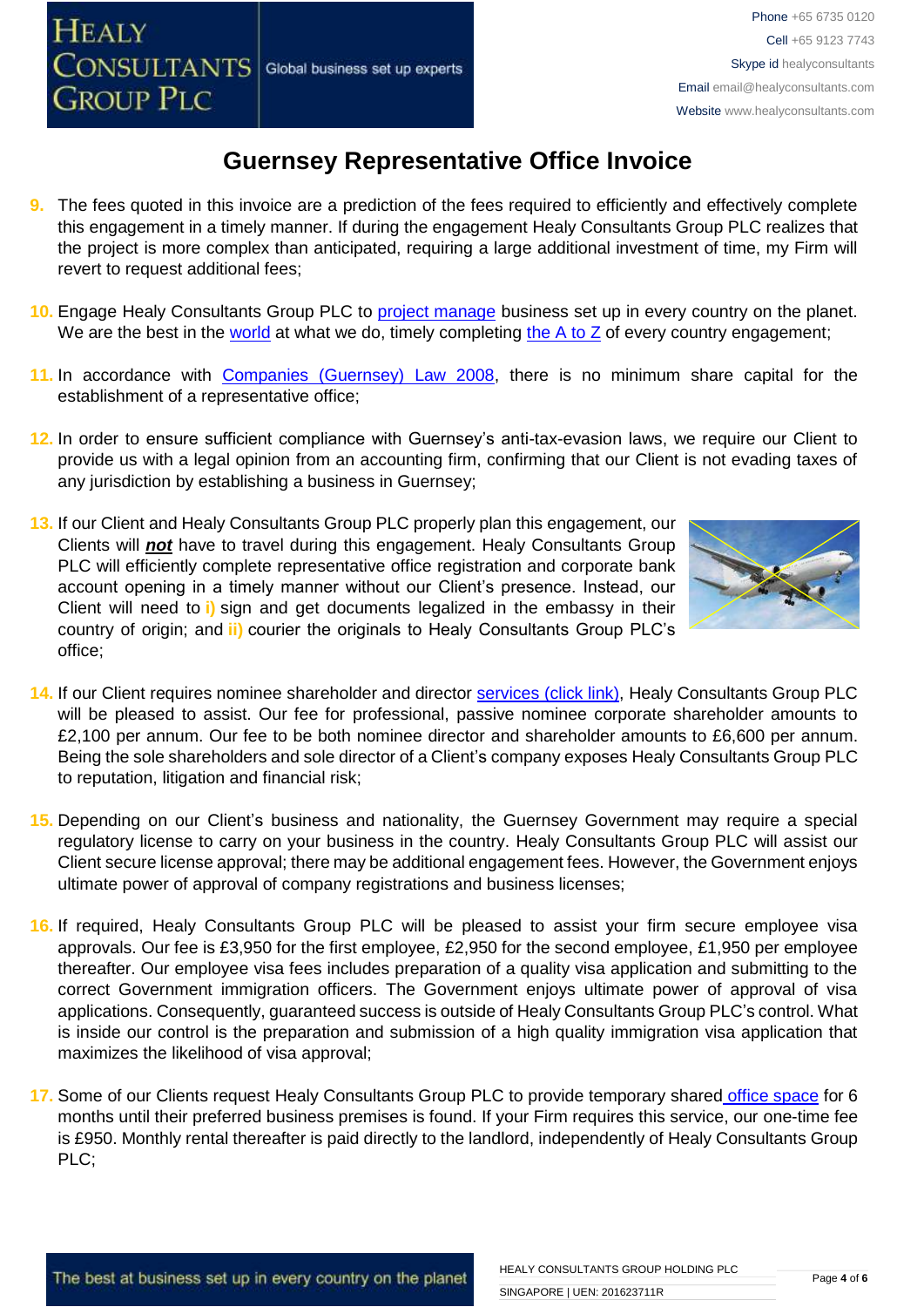# Guernsey Representative Office Invoice

9. The fees quoted in this invoice are a prediction of the fees required to efficiently and effectively complete this engagement in a timely manner. If during the engagement Healy Consultants Group PLC realizes that the project is more complex than anticipated, requiring a large additional investment of time, my Firm will revert to request additional fees;

10. Engage Healy Consultants Group PLC to project manage business set up in every country on the planet. We are the best in the world at what we do, timely completing the A to Z of every country engagement;

11. In accordance with Companies (Guernsey) Law 2008, there is no minimum share capital for the establishment of a representative office;

12. In order to ensure sufficient compliance with Guernsey's anti-tax-evasion laws, we require our Client to provide us with a legal opinion from an accounting firm, confirming that our Client is not evading taxes of any jurisdiction by establishing a business in Guernsey;

13. If our Client and Healy Consultants Group PLC properly plan this engagement, our Clients will ***not*** have to travel during this engagement. Healy Consultants Group PLC will efficiently complete representative office registration and corporate bank account opening in a timely manner without our Client's presence. Instead, our Client will need to **i)** sign and get documents legalized in the embassy in their country of origin; and **ii)** courier the originals to Healy Consultants Group PLC's office;

14. If our Client requires nominee shareholder and director services (click link), Healy Consultants Group PLC will be pleased to assist. Our fee for professional, passive nominee corporate shareholder amounts to £2,100 per annum. Our fee to be both nominee director and shareholder amounts to £6,600 per annum. Being the sole shareholders and sole director of a Client's company exposes Healy Consultants Group PLC to reputation, litigation and financial risk;

15. Depending on our Client's business and nationality, the Guernsey Government may require a special regulatory license to carry on your business in the country. Healy Consultants Group PLC will assist our Client secure license approval; there may be additional engagement fees. However, the Government enjoys ultimate power of approval of company registrations and business licenses;

16. If required, Healy Consultants Group PLC will be pleased to assist your firm secure employee visa approvals. Our fee is £3,950 for the first employee, £2,950 for the second employee, £1,950 per employee thereafter. Our employee visa fees includes preparation of a quality visa application and submitting to the correct Government immigration officers. The Government enjoys ultimate power of approval of visa applications. Consequently, guaranteed success is outside of Healy Consultants Group PLC's control. What is inside our control is the preparation and submission of a high quality immigration visa application that maximizes the likelihood of visa approval;

17. Some of our Clients request Healy Consultants Group PLC to provide temporary shared office space for 6 months until their preferred business premises is found. If your Firm requires this service, our one-time fee is £950. Monthly rental thereafter is paid directly to the landlord, independently of Healy Consultants Group PLC;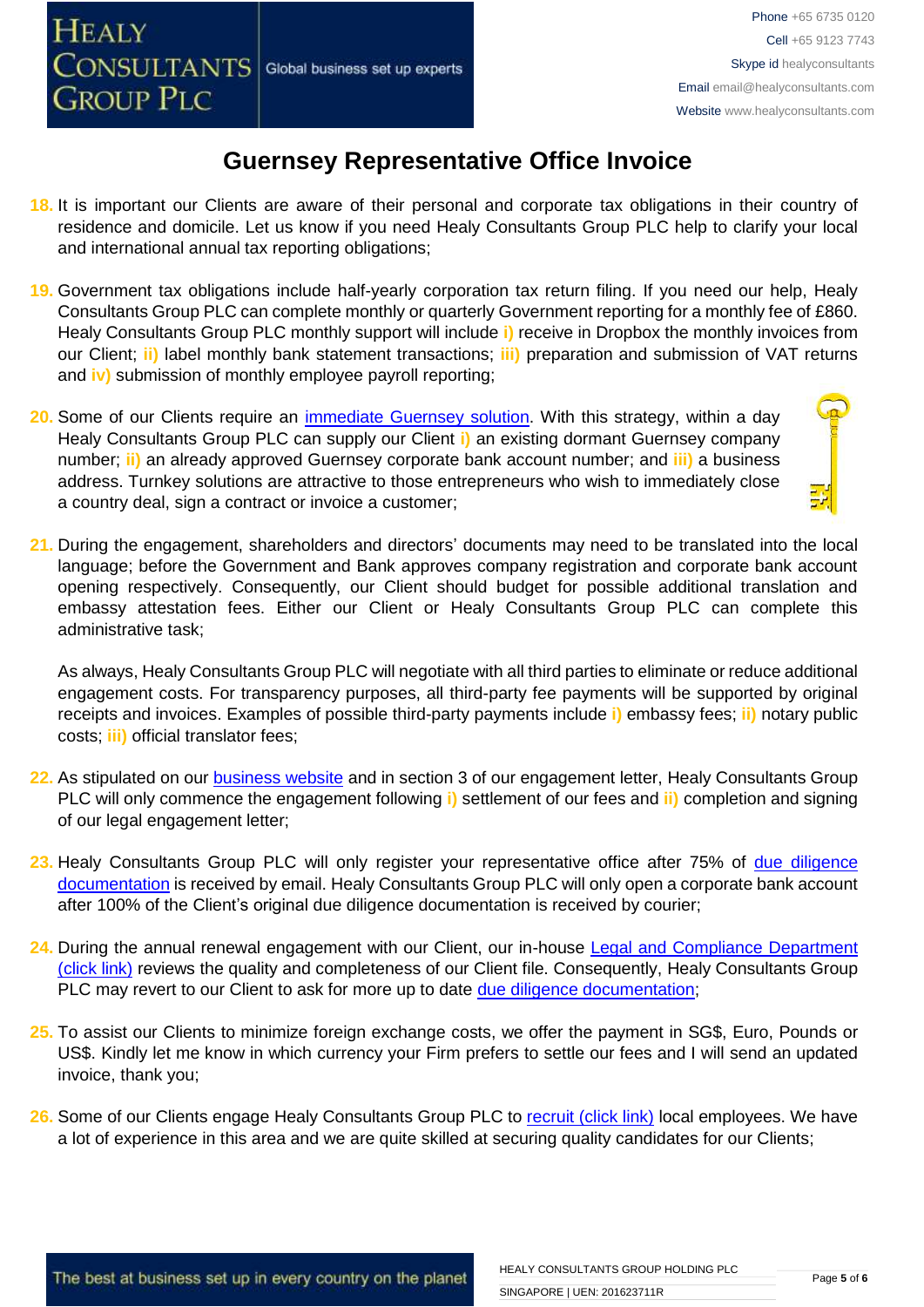# Guernsey Representative Office Invoice

18. It is important our Clients are aware of their personal and corporate tax obligations in their country of residence and domicile. Let us know if you need Healy Consultants Group PLC help to clarify your local and international annual tax reporting obligations;

19. Government tax obligations include half-yearly corporation tax return filing. If you need our help, Healy Consultants Group PLC can complete monthly or quarterly Government reporting for a monthly fee of £860. Healy Consultants Group PLC monthly support will include **i)** receive in Dropbox the monthly invoices from our Client; **ii)** label monthly bank statement transactions; **iii)** preparation and submission of VAT returns and **iv)** submission of monthly employee payroll reporting;

20. Some of our Clients require an immediate Guernsey solution. With this strategy, within a day Healy Consultants Group PLC can supply our Client **i)** an existing dormant Guernsey company number; **ii)** an already approved Guernsey corporate bank account number; and **iii)** a business address. Turnkey solutions are attractive to those entrepreneurs who wish to immediately close a country deal, sign a contract or invoice a customer;

21. During the engagement, shareholders and directors' documents may need to be translated into the local language; before the Government and Bank approves company registration and corporate bank account opening respectively. Consequently, our Client should budget for possible additional translation and embassy attestation fees. Either our Client or Healy Consultants Group PLC can complete this administrative task;

    As always, Healy Consultants Group PLC will negotiate with all third parties to eliminate or reduce additional engagement costs. For transparency purposes, all third-party fee payments will be supported by original receipts and invoices. Examples of possible third-party payments include **i)** embassy fees; **ii)** notary public costs; **iii)** official translator fees;

22. As stipulated on our business website and in section 3 of our engagement letter, Healy Consultants Group PLC will only commence the engagement following **i)** settlement of our fees and **ii)** completion and signing of our legal engagement letter;

23. Healy Consultants Group PLC will only register your representative office after 75% of due diligence documentation is received by email. Healy Consultants Group PLC will only open a corporate bank account after 100% of the Client's original due diligence documentation is received by courier;

24. During the annual renewal engagement with our Client, our in-house Legal and Compliance Department (click link) reviews the quality and completeness of our Client file. Consequently, Healy Consultants Group PLC may revert to our Client to ask for more up to date due diligence documentation;

25. To assist our Clients to minimize foreign exchange costs, we offer the payment in SG$, Euro, Pounds or US$. Kindly let me know in which currency your Firm prefers to settle our fees and I will send an updated invoice, thank you;

26. Some of our Clients engage Healy Consultants Group PLC to recruit (click link) local employees. We have a lot of experience in this area and we are quite skilled at securing quality candidates for our Clients;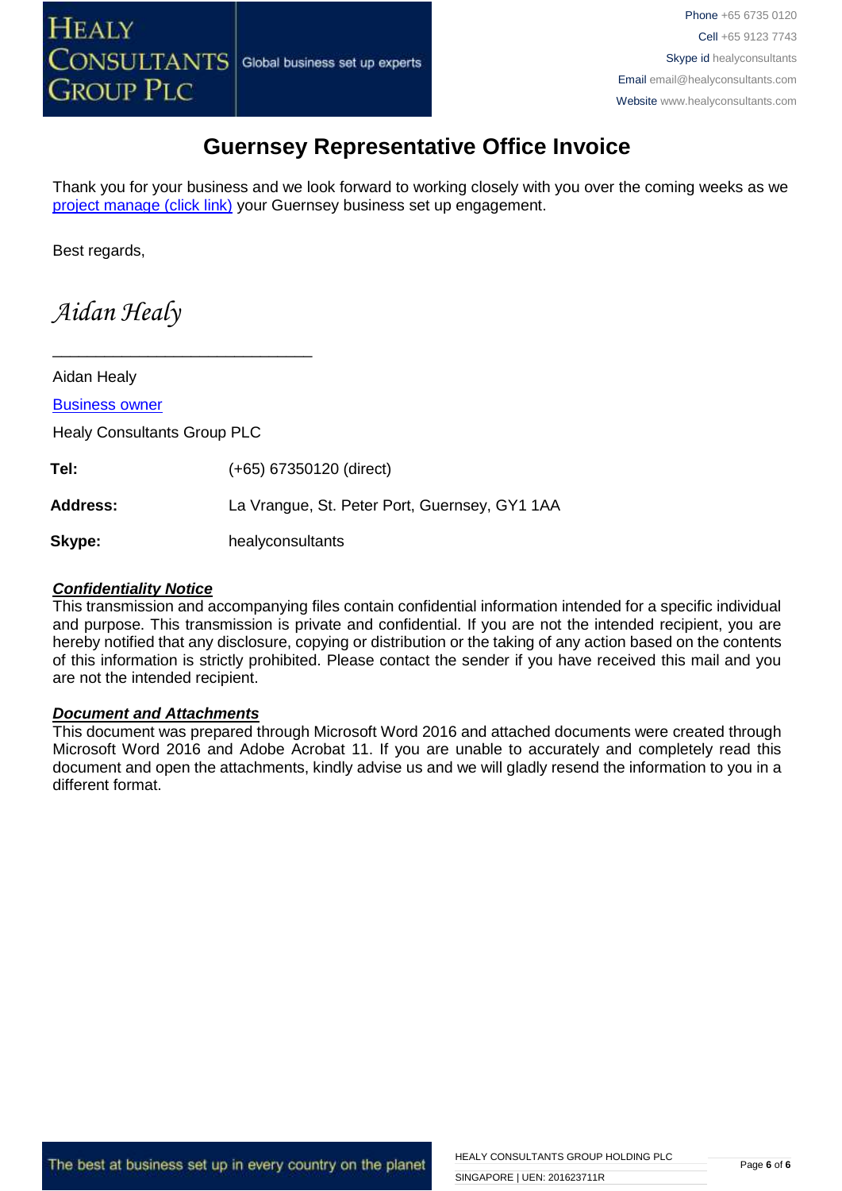# Guernsey Representative Office Invoice

Thank you for your business and we look forward to working closely with you over the coming weeks as we project manage (click link) your Guernsey business set up engagement.

Best regards,

*Aidan Healy*

\_\_\_\_\_\_\_\_\_\_\_\_\_\_\_\_\_\_\_\_\_\_\_\_\_\_\_\_\_\_

Aidan Healy

Business owner

Healy Consultants Group PLC

| | |
|---|---|
| **Tel:** | (+65) 67350120 (direct) |
| **Address:** | La Vrangue, St. Peter Port, Guernsey, GY1 1AA |
| **Skype:** | healyconsultants |

***Confidentiality Notice***

This transmission and accompanying files contain confidential information intended for a specific individual and purpose. This transmission is private and confidential. If you are not the intended recipient, you are hereby notified that any disclosure, copying or distribution or the taking of any action based on the contents of this information is strictly prohibited. Please contact the sender if you have received this mail and you are not the intended recipient.

***Document and Attachments***

This document was prepared through Microsoft Word 2016 and attached documents were created through Microsoft Word 2016 and Adobe Acrobat 11. If you are unable to accurately and completely read this document and open the attachments, kindly advise us and we will gladly resend the information to you in a different format.